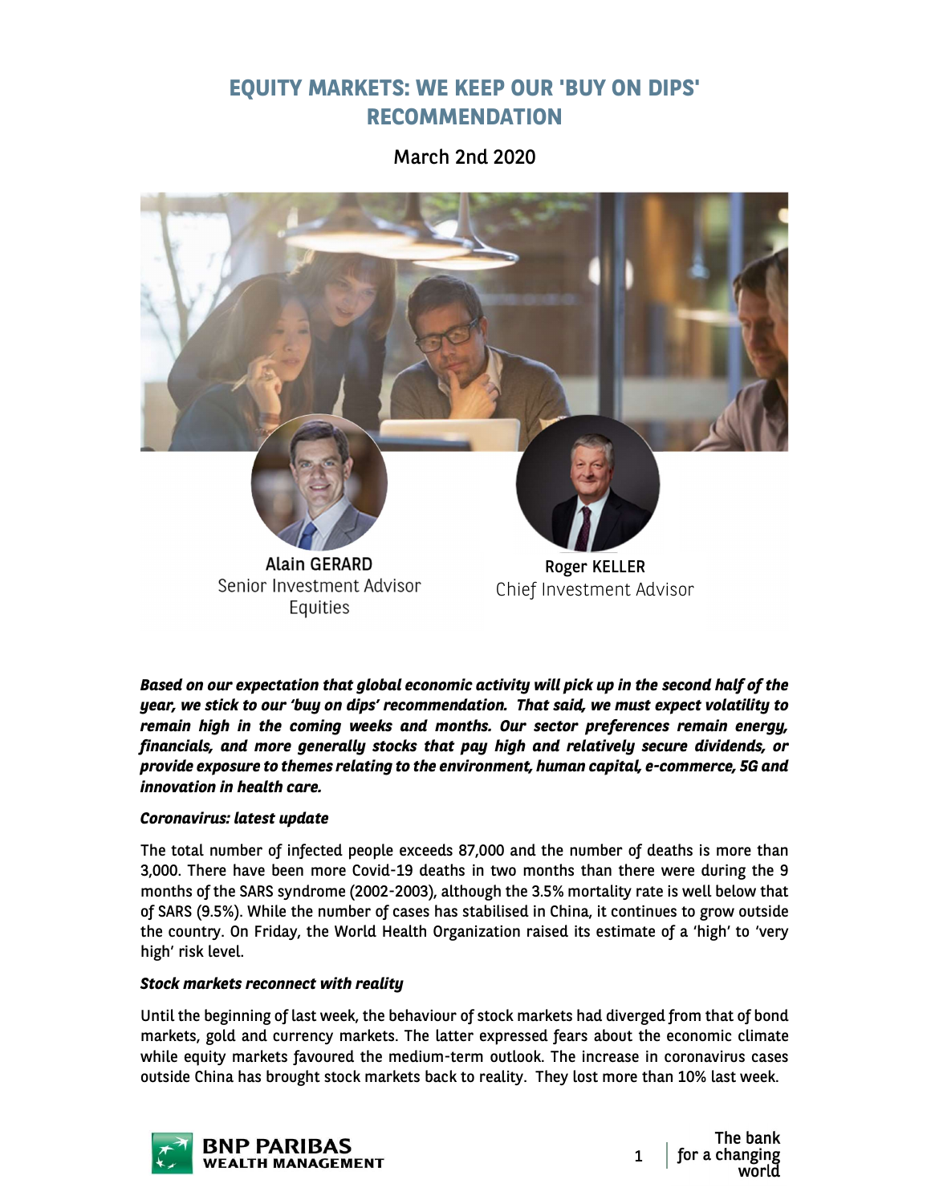# EQUITY MARKETS: WE KEEP OUR 'BUY ON DIPS' RECOMMENDATION

March 2nd 2020

**Alain GERARD**
Senior Investment Advisor
Equities

**Roger KELLER**
Chief Investment Advisor

***Based on our expectation that global economic activity will pick up in the second half of the year, we stick to our 'buy on dips' recommendation. That said, we must expect volatility to remain high in the coming weeks and months. Our sector preferences remain energy, financials, and more generally stocks that pay high and relatively secure dividends, or provide exposure to themes relating to the environment, human capital, e-commerce, 5G and innovation in health care.***

***Coronavirus: latest update***

The total number of infected people exceeds 87,000 and the number of deaths is more than 3,000. There have been more Covid-19 deaths in two months than there were during the 9 months of the SARS syndrome (2002-2003), although the 3.5% mortality rate is well below that of SARS (9.5%). While the number of cases has stabilised in China, it continues to grow outside the country. On Friday, the World Health Organization raised its estimate of a 'high' to 'very high' risk level.

***Stock markets reconnect with reality***

Until the beginning of last week, the behaviour of stock markets had diverged from that of bond markets, gold and currency markets. The latter expressed fears about the economic climate while equity markets favoured the medium-term outlook. The increase in coronavirus cases outside China has brought stock markets back to reality. They lost more than 10% last week.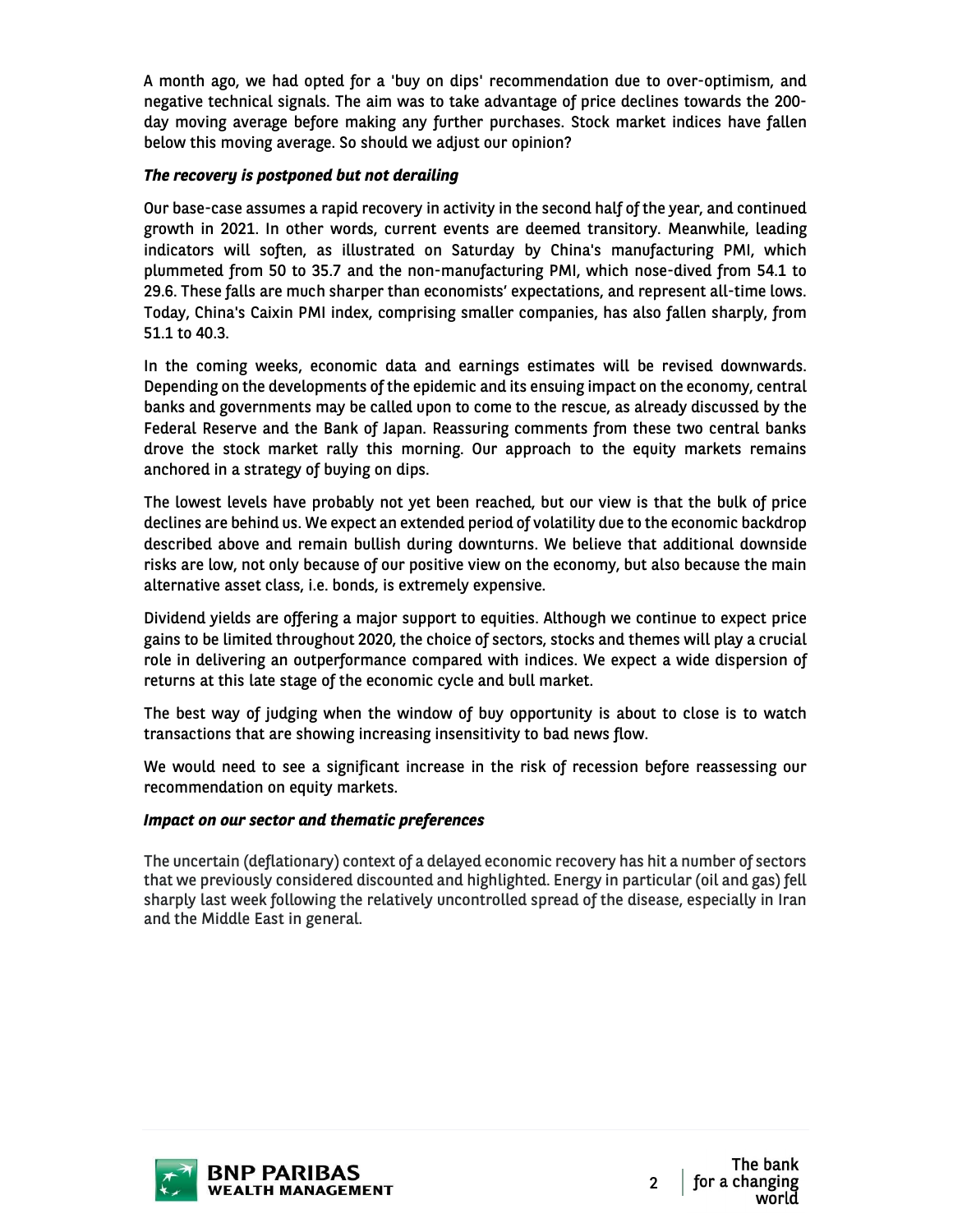A month ago, we had opted for a 'buy on dips' recommendation due to over-optimism, and negative technical signals. The aim was to take advantage of price declines towards the 200-day moving average before making any further purchases. Stock market indices have fallen below this moving average. So should we adjust our opinion?

***The recovery is postponed but not derailing***

Our base-case assumes a rapid recovery in activity in the second half of the year, and continued growth in 2021. In other words, current events are deemed transitory. Meanwhile, leading indicators will soften, as illustrated on Saturday by China's manufacturing PMI, which plummeted from 50 to 35.7 and the non-manufacturing PMI, which nose-dived from 54.1 to 29.6. These falls are much sharper than economists' expectations, and represent all-time lows. Today, China's Caixin PMI index, comprising smaller companies, has also fallen sharply, from 51.1 to 40.3.

In the coming weeks, economic data and earnings estimates will be revised downwards. Depending on the developments of the epidemic and its ensuing impact on the economy, central banks and governments may be called upon to come to the rescue, as already discussed by the Federal Reserve and the Bank of Japan. Reassuring comments from these two central banks drove the stock market rally this morning. Our approach to the equity markets remains anchored in a strategy of buying on dips.

The lowest levels have probably not yet been reached, but our view is that the bulk of price declines are behind us. We expect an extended period of volatility due to the economic backdrop described above and remain bullish during downturns. We believe that additional downside risks are low, not only because of our positive view on the economy, but also because the main alternative asset class, i.e. bonds, is extremely expensive.

Dividend yields are offering a major support to equities. Although we continue to expect price gains to be limited throughout 2020, the choice of sectors, stocks and themes will play a crucial role in delivering an outperformance compared with indices. We expect a wide dispersion of returns at this late stage of the economic cycle and bull market.

The best way of judging when the window of buy opportunity is about to close is to watch transactions that are showing increasing insensitivity to bad news flow.

We would need to see a significant increase in the risk of recession before reassessing our recommendation on equity markets.

***Impact on our sector and thematic preferences***

The uncertain (deflationary) context of a delayed economic recovery has hit a number of sectors that we previously considered discounted and highlighted. Energy in particular (oil and gas) fell sharply last week following the relatively uncontrolled spread of the disease, especially in Iran and the Middle East in general.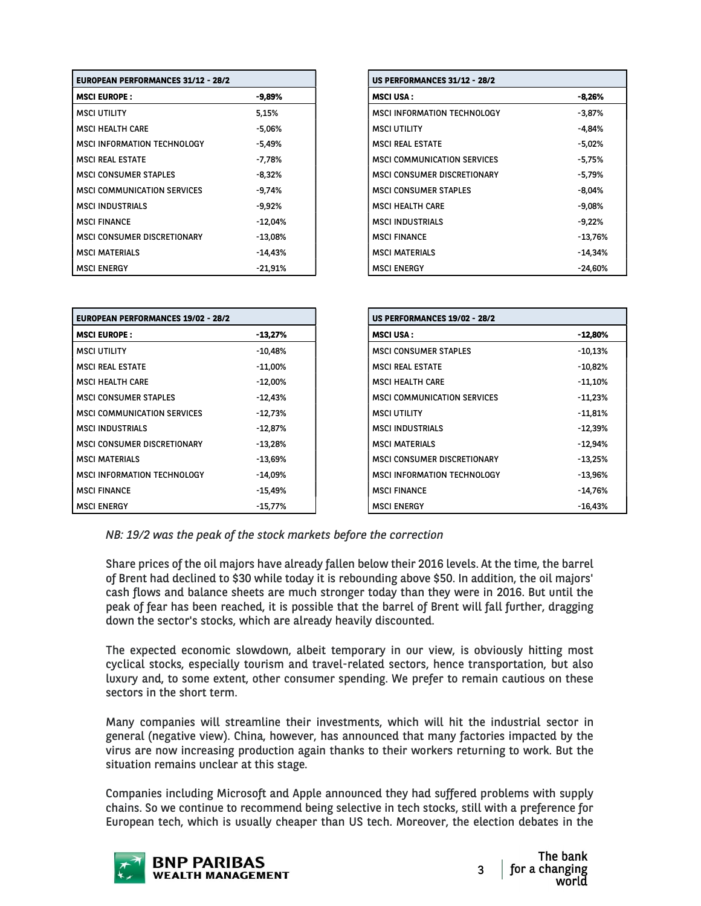| EUROPEAN PERFORMANCES 31/12 - 28/2 | |
|---|---|
| **MSCI EUROPE :** | **-9,89%** |
| MSCI UTILITY | 5,15% |
| MSCI HEALTH CARE | -5,06% |
| MSCI INFORMATION TECHNOLOGY | -5,49% |
| MSCI REAL ESTATE | -7,78% |
| MSCI CONSUMER STAPLES | -8,32% |
| MSCI COMMUNICATION SERVICES | -9,74% |
| MSCI INDUSTRIALS | -9,92% |
| MSCI FINANCE | -12,04% |
| MSCI CONSUMER DISCRETIONARY | -13,08% |
| MSCI MATERIALS | -14,43% |
| MSCI ENERGY | -21,91% |

| US PERFORMANCES 31/12 - 28/2 | |
|---|---|
| **MSCI USA :** | **-8,26%** |
| MSCI INFORMATION TECHNOLOGY | -3,87% |
| MSCI UTILITY | -4,84% |
| MSCI REAL ESTATE | -5,02% |
| MSCI COMMUNICATION SERVICES | -5,75% |
| MSCI CONSUMER DISCRETIONARY | -5,79% |
| MSCI CONSUMER STAPLES | -8,04% |
| MSCI HEALTH CARE | -9,08% |
| MSCI INDUSTRIALS | -9,22% |
| MSCI FINANCE | -13,76% |
| MSCI MATERIALS | -14,34% |
| MSCI ENERGY | -24,60% |

| EUROPEAN PERFORMANCES 19/02 - 28/2 | |
|---|---|
| **MSCI EUROPE :** | **-13,27%** |
| MSCI UTILITY | -10,48% |
| MSCI REAL ESTATE | -11,00% |
| MSCI HEALTH CARE | -12,00% |
| MSCI CONSUMER STAPLES | -12,43% |
| MSCI COMMUNICATION SERVICES | -12,73% |
| MSCI INDUSTRIALS | -12,87% |
| MSCI CONSUMER DISCRETIONARY | -13,28% |
| MSCI MATERIALS | -13,69% |
| MSCI INFORMATION TECHNOLOGY | -14,09% |
| MSCI FINANCE | -15,49% |
| MSCI ENERGY | -15,77% |

| US PERFORMANCES 19/02 - 28/2 | |
|---|---|
| **MSCI USA :** | **-12,80%** |
| MSCI CONSUMER STAPLES | -10,13% |
| MSCI REAL ESTATE | -10,82% |
| MSCI HEALTH CARE | -11,10% |
| MSCI COMMUNICATION SERVICES | -11,23% |
| MSCI UTILITY | -11,81% |
| MSCI INDUSTRIALS | -12,39% |
| MSCI MATERIALS | -12,94% |
| MSCI CONSUMER DISCRETIONARY | -13,25% |
| MSCI INFORMATION TECHNOLOGY | -13,96% |
| MSCI FINANCE | -14,76% |
| MSCI ENERGY | -16,43% |

*NB: 19/2 was the peak of the stock markets before the correction*

Share prices of the oil majors have already fallen below their 2016 levels. At the time, the barrel of Brent had declined to $30 while today it is rebounding above $50. In addition, the oil majors' cash flows and balance sheets are much stronger today than they were in 2016. But until the peak of fear has been reached, it is possible that the barrel of Brent will fall further, dragging down the sector's stocks, which are already heavily discounted.

The expected economic slowdown, albeit temporary in our view, is obviously hitting most cyclical stocks, especially tourism and travel-related sectors, hence transportation, but also luxury and, to some extent, other consumer spending. We prefer to remain cautious on these sectors in the short term.

Many companies will streamline their investments, which will hit the industrial sector in general (negative view). China, however, has announced that many factories impacted by the virus are now increasing production again thanks to their workers returning to work. But the situation remains unclear at this stage.

Companies including Microsoft and Apple announced they had suffered problems with supply chains. So we continue to recommend being selective in tech stocks, still with a preference for European tech, which is usually cheaper than US tech. Moreover, the election debates in the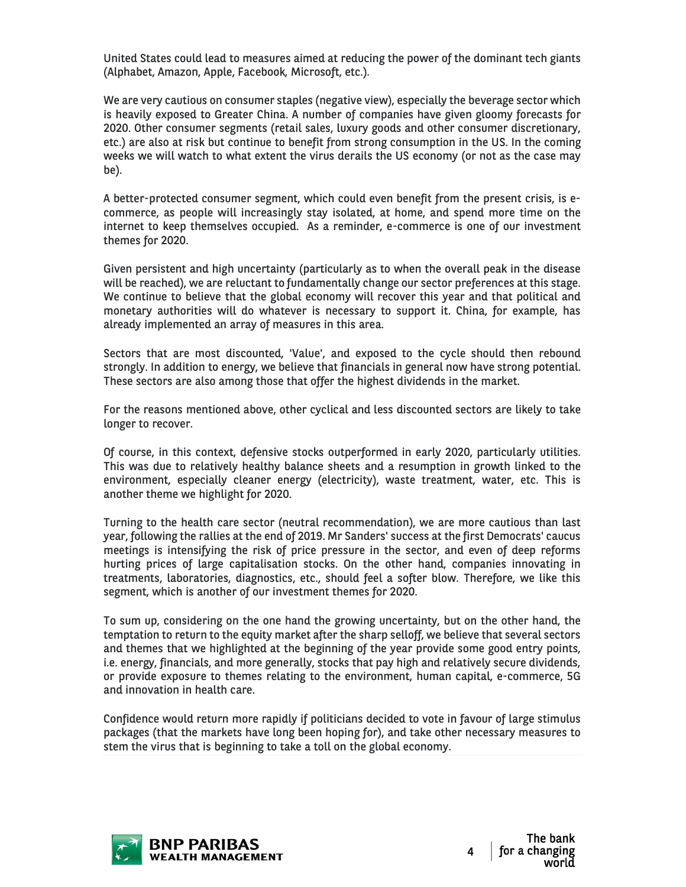United States could lead to measures aimed at reducing the power of the dominant tech giants (Alphabet, Amazon, Apple, Facebook, Microsoft, etc.).

We are very cautious on consumer staples (negative view), especially the beverage sector which is heavily exposed to Greater China. A number of companies have given gloomy forecasts for 2020. Other consumer segments (retail sales, luxury goods and other consumer discretionary, etc.) are also at risk but continue to benefit from strong consumption in the US. In the coming weeks we will watch to what extent the virus derails the US economy (or not as the case may be).

A better-protected consumer segment, which could even benefit from the present crisis, is e-commerce, as people will increasingly stay isolated, at home, and spend more time on the internet to keep themselves occupied. As a reminder, e-commerce is one of our investment themes for 2020.

Given persistent and high uncertainty (particularly as to when the overall peak in the disease will be reached), we are reluctant to fundamentally change our sector preferences at this stage. We continue to believe that the global economy will recover this year and that political and monetary authorities will do whatever is necessary to support it. China, for example, has already implemented an array of measures in this area.

Sectors that are most discounted, 'Value', and exposed to the cycle should then rebound strongly. In addition to energy, we believe that financials in general now have strong potential. These sectors are also among those that offer the highest dividends in the market.

For the reasons mentioned above, other cyclical and less discounted sectors are likely to take longer to recover.

Of course, in this context, defensive stocks outperformed in early 2020, particularly utilities. This was due to relatively healthy balance sheets and a resumption in growth linked to the environment, especially cleaner energy (electricity), waste treatment, water, etc. This is another theme we highlight for 2020.

Turning to the health care sector (neutral recommendation), we are more cautious than last year, following the rallies at the end of 2019. Mr Sanders' success at the first Democrats' caucus meetings is intensifying the risk of price pressure in the sector, and even of deep reforms hurting prices of large capitalisation stocks. On the other hand, companies innovating in treatments, laboratories, diagnostics, etc., should feel a softer blow. Therefore, we like this segment, which is another of our investment themes for 2020.

To sum up, considering on the one hand the growing uncertainty, but on the other hand, the temptation to return to the equity market after the sharp selloff, we believe that several sectors and themes that we highlighted at the beginning of the year provide some good entry points, i.e. energy, financials, and more generally, stocks that pay high and relatively secure dividends, or provide exposure to themes relating to the environment, human capital, e-commerce, 5G and innovation in health care.

Confidence would return more rapidly if politicians decided to vote in favour of large stimulus packages (that the markets have long been hoping for), and take other necessary measures to stem the virus that is beginning to take a toll on the global economy.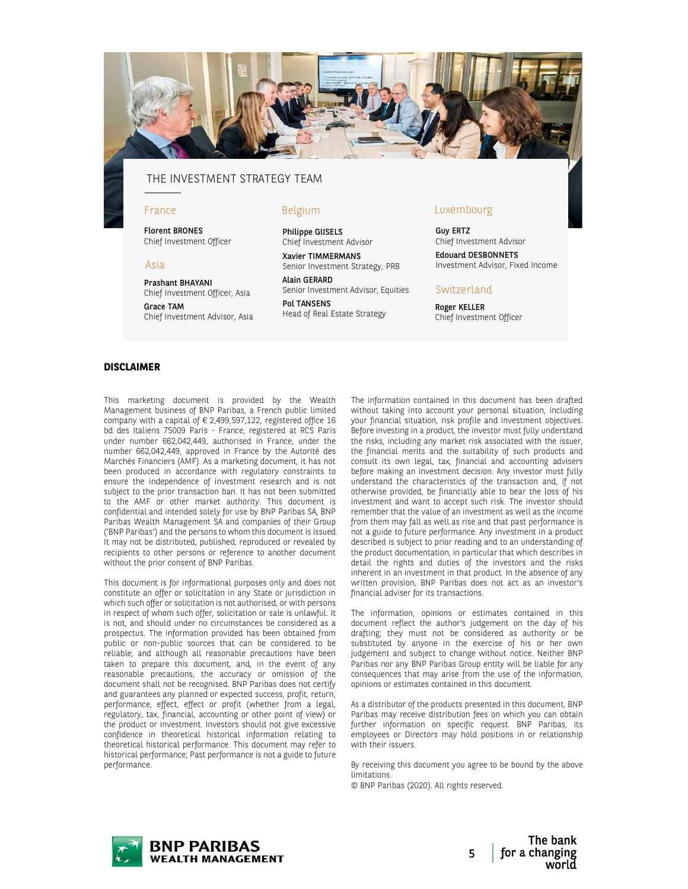## THE INVESTMENT STRATEGY TEAM

### France

**Florent BRONES**
Chief Investment Officer

### Asia

**Prashant BHAYANI**
Chief Investment Officer, Asia

**Grace TAM**
Chief Investment Advisor, Asia

### Belgium

**Philippe GIJSELS**
Chief Investment Advisor

**Xavier TIMMERMANS**
Senior Investment Strategy, PRB

**Alain GERARD**
Senior Investment Advisor, Equities

**Pol TANSENS**
Head of Real Estate Strategy

### Luxembourg

**Guy ERTZ**
Chief Investment Advisor

**Edouard DESBONNETS**
Investment Advisor, Fixed Income

### Switzerland

**Roger KELLER**
Chief Investment Officer

## DISCLAIMER

This marketing document is provided by the Wealth Management business of BNP Paribas, a French public limited company with a capital of € 2,499,597,122, registered office 16 bd des Italiens 75009 Paris - France, registered at RCS Paris under number 662,042,449, authorised in France, under the number 662,042,449, approved in France by the Autorité des Marchés Financiers (AMF). As a marketing document, it has not been produced in accordance with regulatory constraints to ensure the independence of investment research and is not subject to the prior transaction ban. It has not been submitted to the AMF or other market authority. This document is confidential and intended solely for use by BNP Paribas SA, BNP Paribas Wealth Management SA and companies of their Group ('BNP Paribas') and the persons to whom this document is issued. It may not be distributed, published, reproduced or revealed by recipients to other persons or reference to another document without the prior consent of BNP Paribas.

This document is for informational purposes only and does not constitute an offer or solicitation in any State or jurisdiction in which such offer or solicitation is not authorised, or with persons in respect of whom such offer, solicitation or sale is unlawful. It is not, and should under no circumstances be considered as a prospectus. The information provided has been obtained from public or non-public sources that can be considered to be reliable, and although all reasonable precautions have been taken to prepare this document, and, in the event of any reasonable precautions, the accuracy or omission of the document shall not be recognised. BNP Paribas does not certify and guarantees any planned or expected success, profit, return, performance, effect, effect or profit (whether from a legal, regulatory, tax, financial, accounting or other point of view) or the product or investment. Investors should not give excessive confidence in theoretical historical information relating to theoretical historical performance. This document may refer to historical performance; Past performance is not a guide to future performance.

The information contained in this document has been drafted without taking into account your personal situation, including your financial situation, risk profile and investment objectives. Before investing in a product, the investor must fully understand the risks, including any market risk associated with the issuer, the financial merits and the suitability of such products and consult its own legal, tax, financial and accounting advisers before making an investment decision. Any investor must fully understand the characteristics of the transaction and, if not otherwise provided, be financially able to bear the loss of his investment and want to accept such risk. The investor should remember that the value of an investment as well as the income from them may fall as well as rise and that past performance is not a guide to future performance. Any investment in a product described is subject to prior reading and to an understanding of the product documentation, in particular that which describes in detail the rights and duties of the investors and the risks inherent in an investment in that product. In the absence of any written provision, BNP Paribas does not act as an investor's financial adviser for its transactions.

The information, opinions or estimates contained in this document reflect the author's judgement on the day of his drafting; they must not be considered as authority or be substituted by anyone in the exercise of his or her own judgement and subject to change without notice. Neither BNP Paribas nor any BNP Paribas Group entity will be liable for any consequences that may arise from the use of the information, opinions or estimates contained in this document.

As a distributor of the products presented in this document, BNP Paribas may receive distribution fees on which you can obtain further information on specific request. BNP Paribas, its employees or Directors may hold positions in or relationship with their issuers.

By receiving this document you agree to be bound by the above limitations.

© BNP Paribas (2020). All rights reserved.